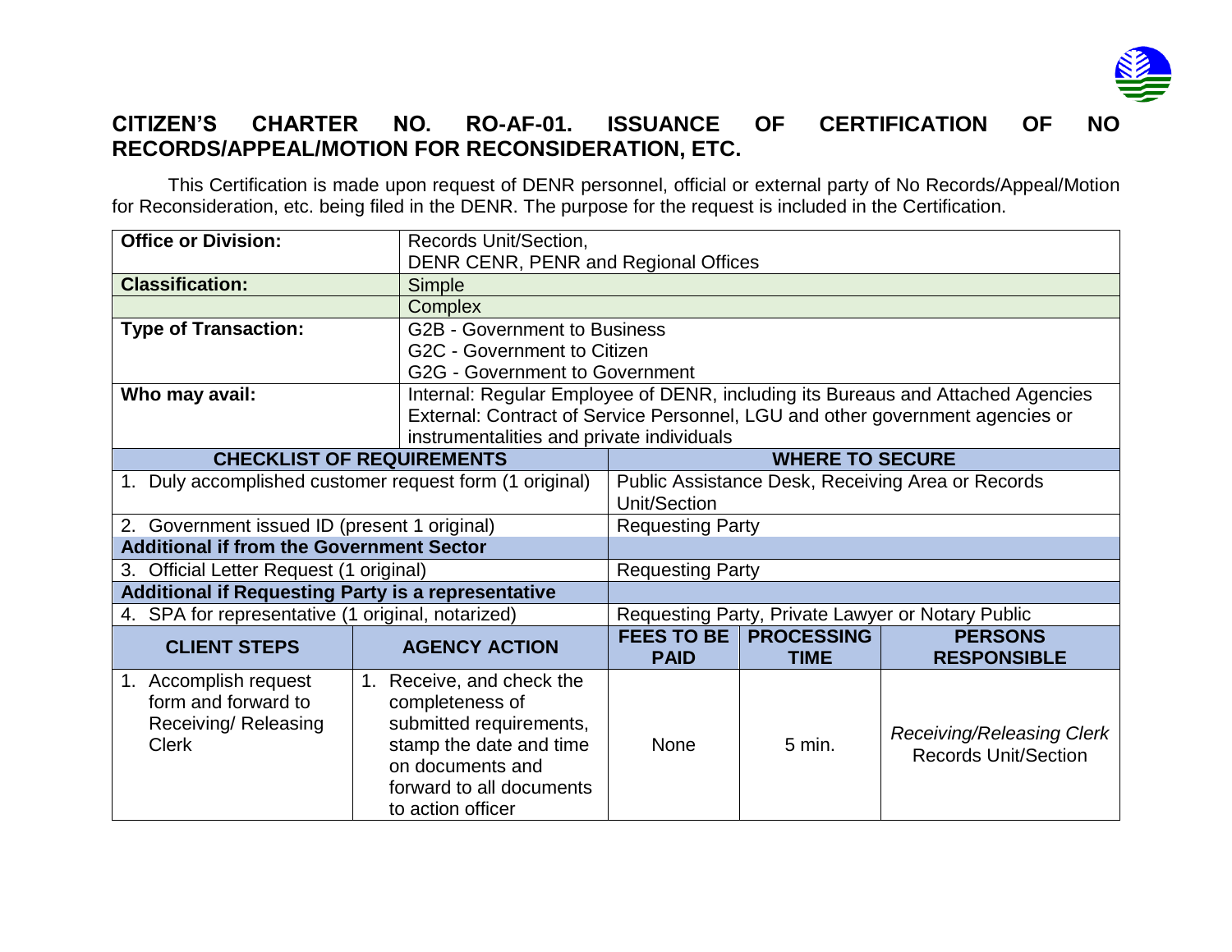# CITIZEN'S CHARTER NO. RO-AF-01. ISSUANCE OF CERTIFICATION OF NO RECORDS/APPEAL/MOTION FOR RECONSIDERATION, ETC.

This Certification is made upon request of DENR personnel, official or external party of No Records/Appeal/Motion for Reconsideration, etc. being filed in the DENR. The purpose for the request is included in the Certification.

| | |
|---|---|
| **Office or Division:** | Records Unit/Section,<br>DENR CENR, PENR and Regional Offices |
| **Classification:** | Simple<br>Complex |
| **Type of Transaction:** | G2B - Government to Business<br>G2C - Government to Citizen<br>G2G - Government to Government |
| **Who may avail:** | Internal: Regular Employee of DENR, including its Bureaus and Attached Agencies<br>External: Contract of Service Personnel, LGU and other government agencies or instrumentalities and private individuals |

| CHECKLIST OF REQUIREMENTS | WHERE TO SECURE |
|---|---|
| 1. Duly accomplished customer request form (1 original) | Public Assistance Desk, Receiving Area or Records Unit/Section |
| 2. Government issued ID (present 1 original) | Requesting Party |
| **Additional if from the Government Sector** | |
| 3. Official Letter Request (1 original) | Requesting Party |
| **Additional if Requesting Party is a representative** | |
| 4. SPA for representative (1 original, notarized) | Requesting Party, Private Lawyer or Notary Public |

| CLIENT STEPS | AGENCY ACTION | FEES TO BE PAID | PROCESSING TIME | PERSONS RESPONSIBLE |
|---|---|---|---|---|
| 1. Accomplish request form and forward to Receiving/ Releasing Clerk | 1. Receive, and check the completeness of submitted requirements, stamp the date and time on documents and forward to all documents to action officer | None | 5 min. | *Receiving/Releasing Clerk*<br>Records Unit/Section |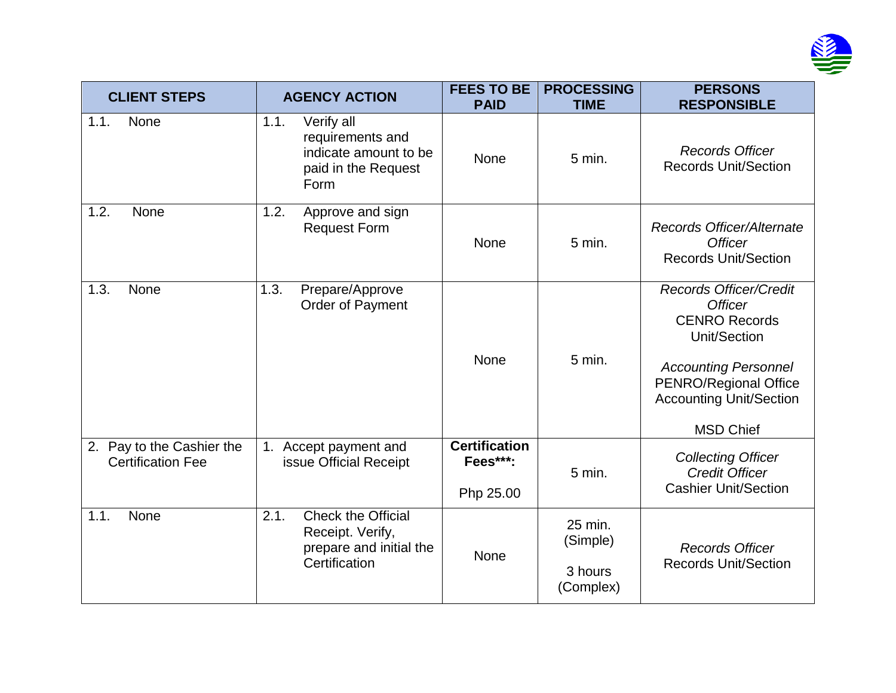| CLIENT STEPS | AGENCY ACTION | FEES TO BE PAID | PROCESSING TIME | PERSONS RESPONSIBLE |
|---|---|---|---|---|
| 1.1. None | 1.1. Verify all requirements and indicate amount to be paid in the Request Form | None | 5 min. | *Records Officer* Records Unit/Section |
| 1.2. None | 1.2. Approve and sign Request Form | None | 5 min. | *Records Officer/Alternate Officer* Records Unit/Section |
| 1.3. None | 1.3. Prepare/Approve Order of Payment | None | 5 min. | *Records Officer/Credit Officer* CENRO Records Unit/Section<br><br>*Accounting Personnel* PENRO/Regional Office Accounting Unit/Section<br><br>MSD Chief |
| 2. Pay to the Cashier the Certification Fee | 1. Accept payment and issue Official Receipt | **Certification Fees\*\*\*:**<br><br>Php 25.00 | 5 min. | *Collecting Officer* *Credit Officer* Cashier Unit/Section |
| 1.1. None | 2.1. Check the Official Receipt. Verify, prepare and initial the Certification | None | 25 min. (Simple)<br><br>3 hours (Complex) | *Records Officer* Records Unit/Section |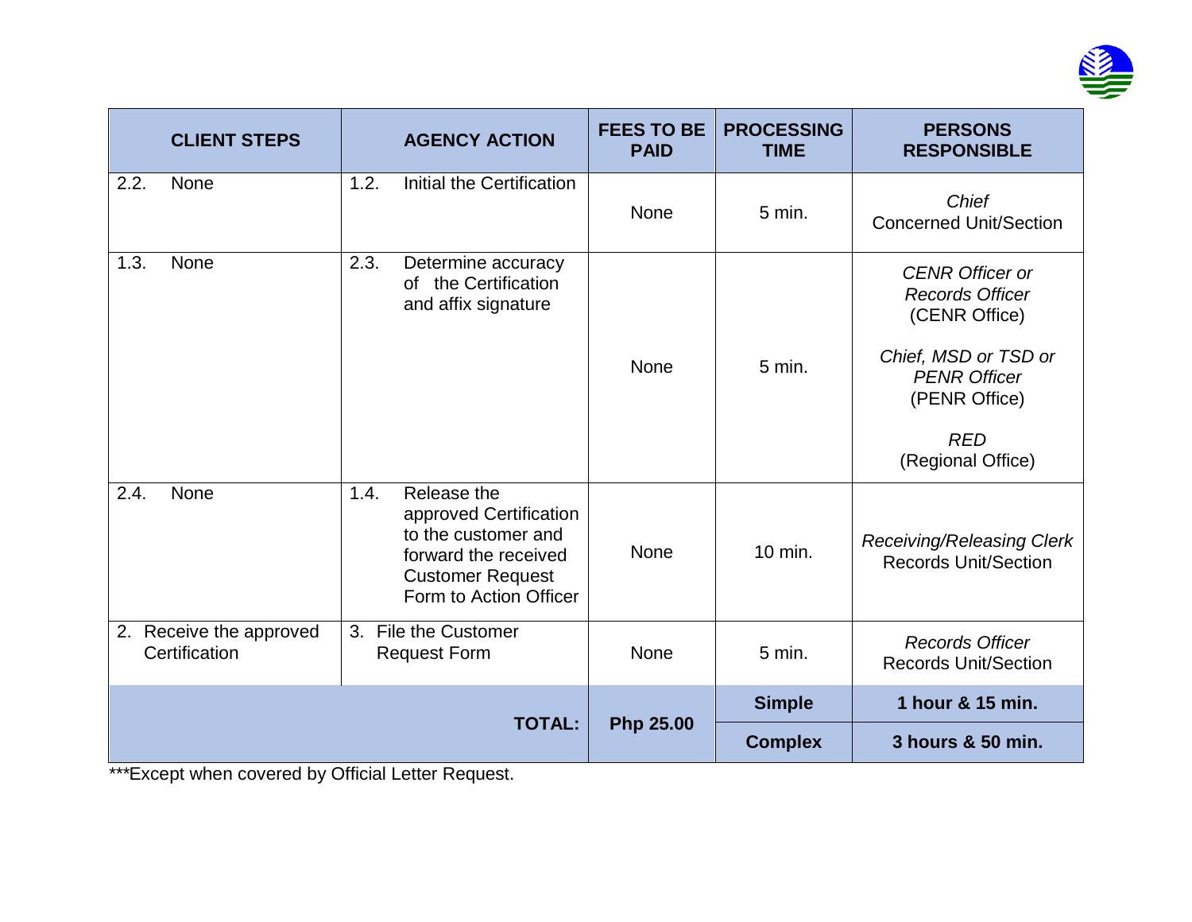| CLIENT STEPS | AGENCY ACTION | FEES TO BE PAID | PROCESSING TIME | PERSONS RESPONSIBLE |
|---|---|---|---|---|
| 2.2. None | 1.2. Initial the Certification | None | 5 min. | *Chief*<br>Concerned Unit/Section |
| 1.3. None | 2.3. Determine accuracy of the Certification and affix signature | None | 5 min. | *CENR Officer or Records Officer*<br>(CENR Office)<br><br>*Chief, MSD or TSD or PENR Officer*<br>(PENR Office)<br><br>*RED*<br>(Regional Office) |
| 2.4. None | 1.4. Release the approved Certification to the customer and forward the received Customer Request Form to Action Officer | None | 10 min. | *Receiving/Releasing Clerk*<br>Records Unit/Section |
| 2. Receive the approved Certification | 3. File the Customer Request Form | None | 5 min. | *Records Officer*<br>Records Unit/Section |
| | **TOTAL:** | **Php 25.00** | **Simple** | **1 hour & 15 min.** |
| | | | **Complex** | **3 hours & 50 min.** |

***Except when covered by Official Letter Request.